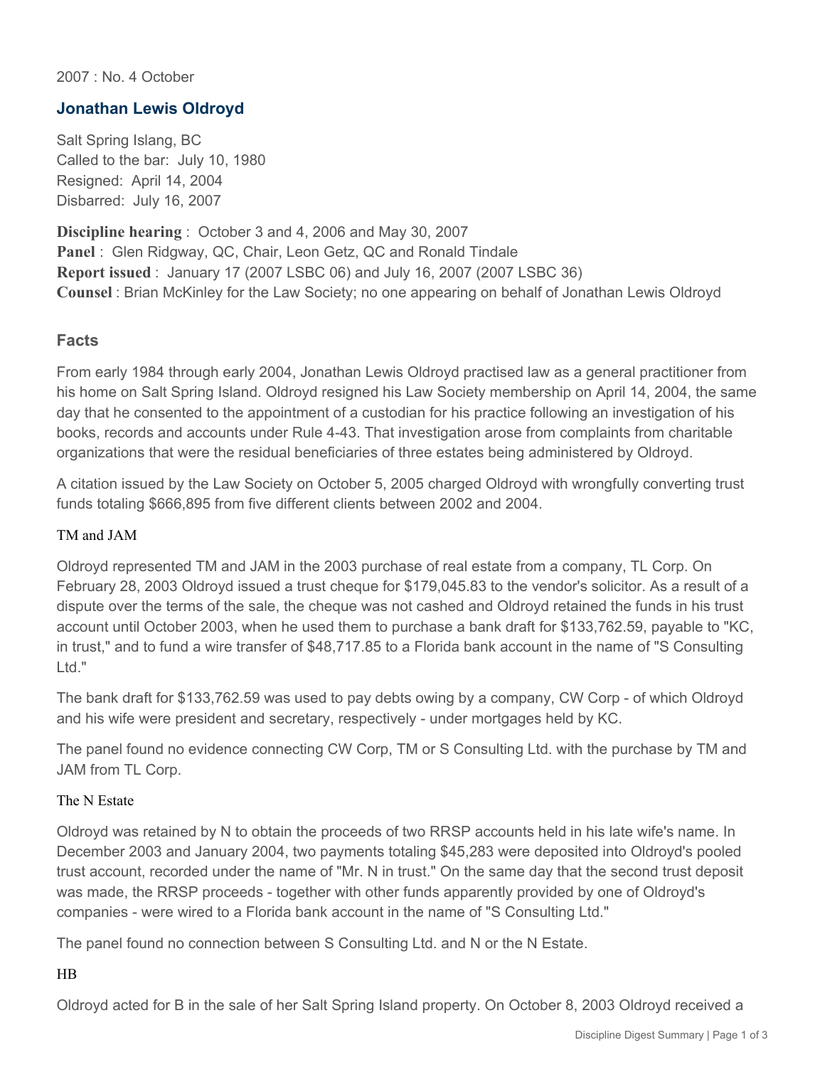2007 : No. 4 October

## Jonathan Lewis Oldroyd

Salt Spring Islang, BC
Called to the bar: July 10, 1980
Resigned: April 14, 2004
Disbarred: July 16, 2007

**Discipline hearing** : October 3 and 4, 2006 and May 30, 2007
**Panel** : Glen Ridgway, QC, Chair, Leon Getz, QC and Ronald Tindale
**Report issued** : January 17 (2007 LSBC 06) and July 16, 2007 (2007 LSBC 36)
**Counsel** : Brian McKinley for the Law Society; no one appearing on behalf of Jonathan Lewis Oldroyd

### Facts

From early 1984 through early 2004, Jonathan Lewis Oldroyd practised law as a general practitioner from his home on Salt Spring Island. Oldroyd resigned his Law Society membership on April 14, 2004, the same day that he consented to the appointment of a custodian for his practice following an investigation of his books, records and accounts under Rule 4-43. That investigation arose from complaints from charitable organizations that were the residual beneficiaries of three estates being administered by Oldroyd.

A citation issued by the Law Society on October 5, 2005 charged Oldroyd with wrongfully converting trust funds totaling $666,895 from five different clients between 2002 and 2004.

#### TM and JAM

Oldroyd represented TM and JAM in the 2003 purchase of real estate from a company, TL Corp. On February 28, 2003 Oldroyd issued a trust cheque for $179,045.83 to the vendor's solicitor. As a result of a dispute over the terms of the sale, the cheque was not cashed and Oldroyd retained the funds in his trust account until October 2003, when he used them to purchase a bank draft for $133,762.59, payable to "KC, in trust," and to fund a wire transfer of $48,717.85 to a Florida bank account in the name of "S Consulting Ltd."

The bank draft for $133,762.59 was used to pay debts owing by a company, CW Corp - of which Oldroyd and his wife were president and secretary, respectively - under mortgages held by KC.

The panel found no evidence connecting CW Corp, TM or S Consulting Ltd. with the purchase by TM and JAM from TL Corp.

#### The N Estate

Oldroyd was retained by N to obtain the proceeds of two RRSP accounts held in his late wife's name. In December 2003 and January 2004, two payments totaling $45,283 were deposited into Oldroyd's pooled trust account, recorded under the name of "Mr. N in trust." On the same day that the second trust deposit was made, the RRSP proceeds - together with other funds apparently provided by one of Oldroyd's companies - were wired to a Florida bank account in the name of "S Consulting Ltd."

The panel found no connection between S Consulting Ltd. and N or the N Estate.

#### HB

Oldroyd acted for B in the sale of her Salt Spring Island property. On October 8, 2003 Oldroyd received a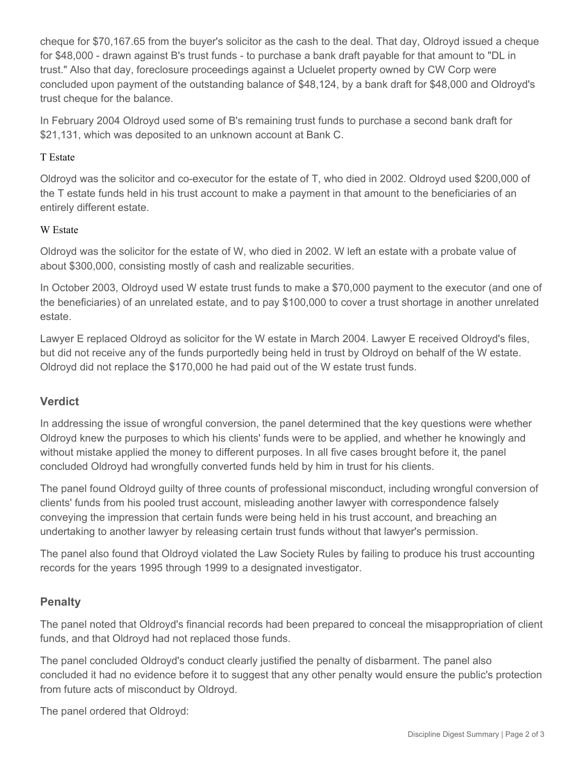cheque for $70,167.65 from the buyer's solicitor as the cash to the deal. That day, Oldroyd issued a cheque for $48,000 - drawn against B's trust funds - to purchase a bank draft payable for that amount to "DL in trust." Also that day, foreclosure proceedings against a Ucluelet property owned by CW Corp were concluded upon payment of the outstanding balance of $48,124, by a bank draft for $48,000 and Oldroyd's trust cheque for the balance.

In February 2004 Oldroyd used some of B's remaining trust funds to purchase a second bank draft for $21,131, which was deposited to an unknown account at Bank C.

### T Estate

Oldroyd was the solicitor and co-executor for the estate of T, who died in 2002. Oldroyd used $200,000 of the T estate funds held in his trust account to make a payment in that amount to the beneficiaries of an entirely different estate.

### W Estate

Oldroyd was the solicitor for the estate of W, who died in 2002. W left an estate with a probate value of about $300,000, consisting mostly of cash and realizable securities.

In October 2003, Oldroyd used W estate trust funds to make a $70,000 payment to the executor (and one of the beneficiaries) of an unrelated estate, and to pay $100,000 to cover a trust shortage in another unrelated estate.

Lawyer E replaced Oldroyd as solicitor for the W estate in March 2004. Lawyer E received Oldroyd's files, but did not receive any of the funds purportedly being held in trust by Oldroyd on behalf of the W estate. Oldroyd did not replace the $170,000 he had paid out of the W estate trust funds.

## Verdict

In addressing the issue of wrongful conversion, the panel determined that the key questions were whether Oldroyd knew the purposes to which his clients' funds were to be applied, and whether he knowingly and without mistake applied the money to different purposes. In all five cases brought before it, the panel concluded Oldroyd had wrongfully converted funds held by him in trust for his clients.

The panel found Oldroyd guilty of three counts of professional misconduct, including wrongful conversion of clients' funds from his pooled trust account, misleading another lawyer with correspondence falsely conveying the impression that certain funds were being held in his trust account, and breaching an undertaking to another lawyer by releasing certain trust funds without that lawyer's permission.

The panel also found that Oldroyd violated the Law Society Rules by failing to produce his trust accounting records for the years 1995 through 1999 to a designated investigator.

## Penalty

The panel noted that Oldroyd's financial records had been prepared to conceal the misappropriation of client funds, and that Oldroyd had not replaced those funds.

The panel concluded Oldroyd's conduct clearly justified the penalty of disbarment. The panel also concluded it had no evidence before it to suggest that any other penalty would ensure the public's protection from future acts of misconduct by Oldroyd.

The panel ordered that Oldroyd: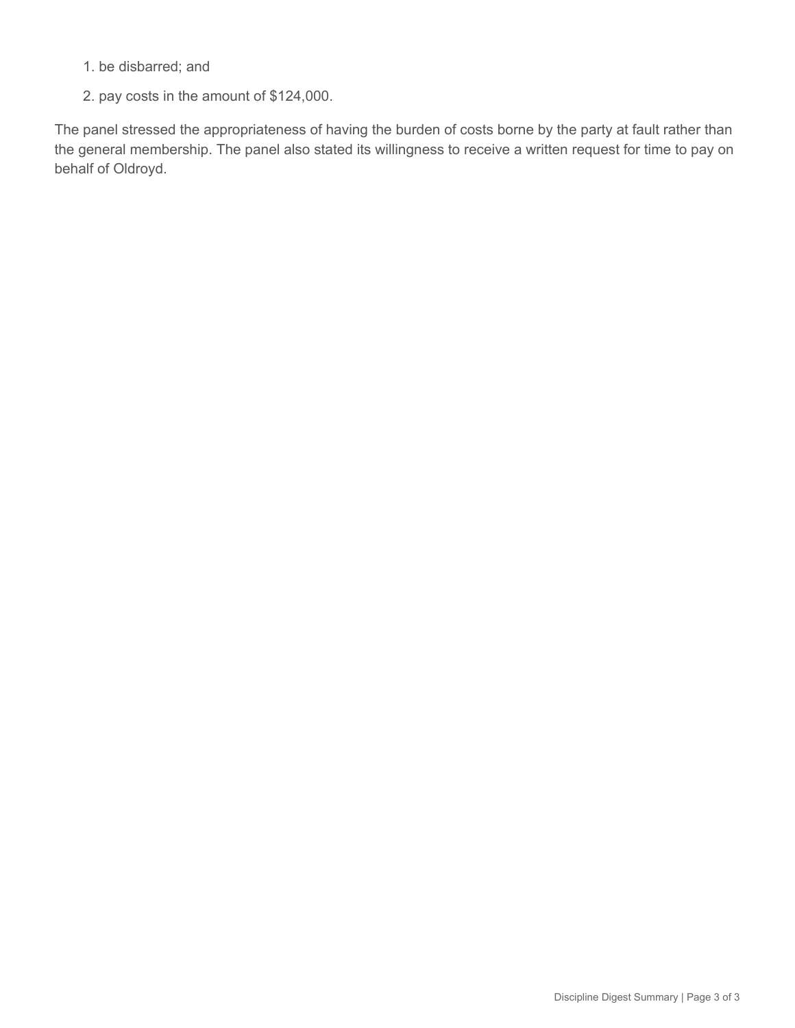1. be disbarred; and
2. pay costs in the amount of $124,000.

The panel stressed the appropriateness of having the burden of costs borne by the party at fault rather than the general membership. The panel also stated its willingness to receive a written request for time to pay on behalf of Oldroyd.